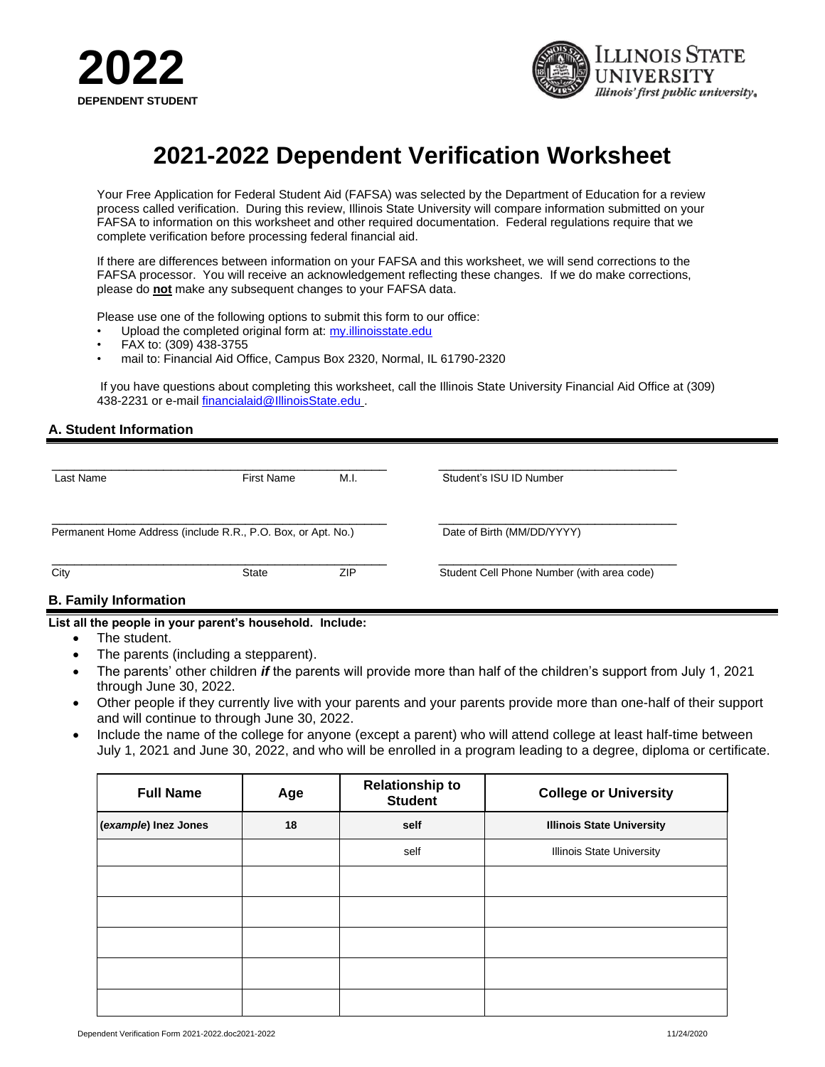**2022**
**DEPENDENT STUDENT**

ILLINOIS STATE UNIVERSITY
*Illinois' first public university.*

# 2021-2022 Dependent Verification Worksheet

Your Free Application for Federal Student Aid (FAFSA) was selected by the Department of Education for a review process called verification. During this review, Illinois State University will compare information submitted on your FAFSA to information on this worksheet and other required documentation. Federal regulations require that we complete verification before processing federal financial aid.

If there are differences between information on your FAFSA and this worksheet, we will send corrections to the FAFSA processor. You will receive an acknowledgement reflecting these changes. If we do make corrections, please do **not** make any subsequent changes to your FAFSA data.

Please use one of the following options to submit this form to our office:

- Upload the completed original form at: my.illinoisstate.edu
- FAX to: (309) 438-3755
- mail to: Financial Aid Office, Campus Box 2320, Normal, IL 61790-2320

If you have questions about completing this worksheet, call the Illinois State University Financial Aid Office at (309) 438-2231 or e-mail financialaid@IllinoisState.edu .

## A. Student Information

| | | | |
|---|---|---|---|
| Last Name | First Name | M.I. | Student's ISU ID Number |
| Permanent Home Address (include R.R., P.O. Box, or Apt. No.) | | | Date of Birth (MM/DD/YYYY) |
| City | State | ZIP | Student Cell Phone Number (with area code) |

## B. Family Information

**List all the people in your parent's household. Include:**

- The student.
- The parents (including a stepparent).
- The parents' other children ***if*** the parents will provide more than half of the children's support from July 1, 2021 through June 30, 2022.
- Other people if they currently live with your parents and your parents provide more than one-half of their support and will continue to through June 30, 2022.
- Include the name of the college for anyone (except a parent) who will attend college at least half-time between July 1, 2021 and June 30, 2022, and who will be enrolled in a program leading to a degree, diploma or certificate.

| Full Name | Age | Relationship to Student | College or University |
|---|---|---|---|
| **(*example*) Inez Jones** | **18** | **self** | **Illinois State University** |
| | | self | Illinois State University |
| | | | |
| | | | |
| | | | |
| | | | |
| | | | |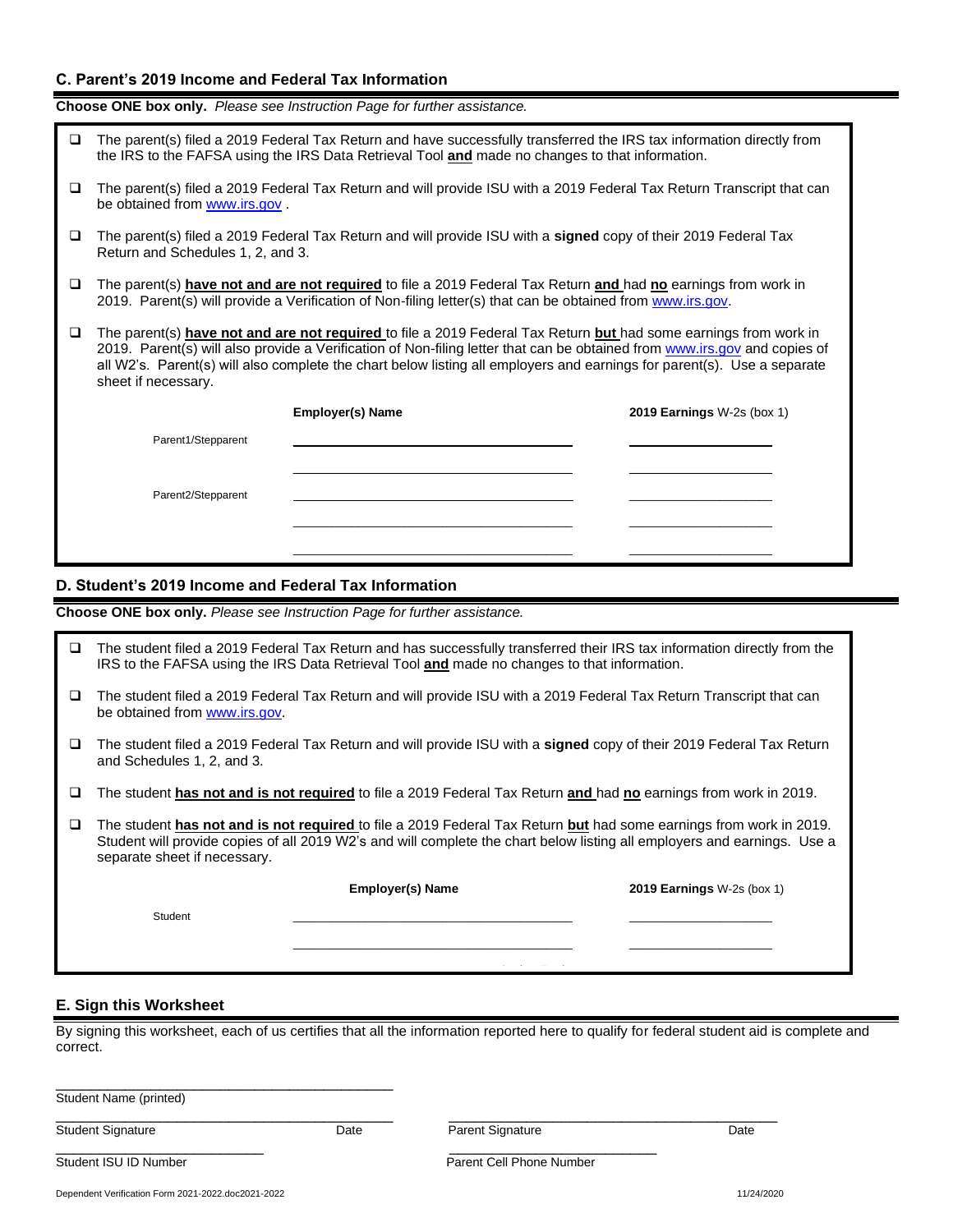## C. Parent's 2019 Income and Federal Tax Information

**Choose ONE box only.** *Please see Instruction Page for further assistance.*

- ☐ The parent(s) filed a 2019 Federal Tax Return and have successfully transferred the IRS tax information directly from the IRS to the FAFSA using the IRS Data Retrieval Tool **and** made no changes to that information.
- ☐ The parent(s) filed a 2019 Federal Tax Return and will provide ISU with a 2019 Federal Tax Return Transcript that can be obtained from www.irs.gov .
- ☐ The parent(s) filed a 2019 Federal Tax Return and will provide ISU with a **signed** copy of their 2019 Federal Tax Return and Schedules 1, 2, and 3.
- ☐ The parent(s) **have not and are not required** to file a 2019 Federal Tax Return **and** had **no** earnings from work in 2019. Parent(s) will provide a Verification of Non-filing letter(s) that can be obtained from www.irs.gov.
- ☐ The parent(s) **have not and are not required** to file a 2019 Federal Tax Return **but** had some earnings from work in 2019. Parent(s) will also provide a Verification of Non-filing letter that can be obtained from www.irs.gov and copies of all W2's. Parent(s) will also complete the chart below listing all employers and earnings for parent(s). Use a separate sheet if necessary.

| | Employer(s) Name | 2019 Earnings W-2s (box 1) |
|---|---|---|
| Parent1/Stepparent | | |
| | | |
| Parent2/Stepparent | | |
| | | |
| | | |

## D. Student's 2019 Income and Federal Tax Information

**Choose ONE box only.** *Please see Instruction Page for further assistance.*

- ☐ The student filed a 2019 Federal Tax Return and has successfully transferred their IRS tax information directly from the IRS to the FAFSA using the IRS Data Retrieval Tool **and** made no changes to that information.
- ☐ The student filed a 2019 Federal Tax Return and will provide ISU with a 2019 Federal Tax Return Transcript that can be obtained from www.irs.gov.
- ☐ The student filed a 2019 Federal Tax Return and will provide ISU with a **signed** copy of their 2019 Federal Tax Return and Schedules 1, 2, and 3.
- ☐ The student **has not and is not required** to file a 2019 Federal Tax Return **and** had **no** earnings from work in 2019.
- ☐ The student **has not and is not required** to file a 2019 Federal Tax Return **but** had some earnings from work in 2019. Student will provide copies of all 2019 W2's and will complete the chart below listing all employers and earnings. Use a separate sheet if necessary.

| | Employer(s) Name | 2019 Earnings W-2s (box 1) |
|---|---|---|
| Student | | |
| | | |

## E. Sign this Worksheet

By signing this worksheet, each of us certifies that all the information reported here to qualify for federal student aid is complete and correct.

\_\_\_\_\_\_\_\_\_\_\_\_\_\_\_\_\_\_\_\_\_\_\_\_\_\_\_\_\_\_\_\_\_\_\_\_\_\_\_\_
Student Name (printed)

\_\_\_\_\_\_\_\_\_\_\_\_\_\_\_\_\_\_\_\_\_\_\_\_\_\_\_\_\_\_\_\_\_\_\_\_\_\_\_\_ \_\_\_\_\_\_\_\_\_\_\_\_\_\_\_\_\_\_\_\_\_\_\_\_\_\_\_\_\_\_\_\_\_\_\_\_\_\_\_\_
Student Signature Date Parent Signature Date

\_\_\_\_\_\_\_\_\_\_\_\_\_\_\_\_\_\_\_\_\_\_\_\_ \_\_\_\_\_\_\_\_\_\_\_\_\_\_\_\_\_\_\_\_\_\_\_\_
Student ISU ID Number Parent Cell Phone Number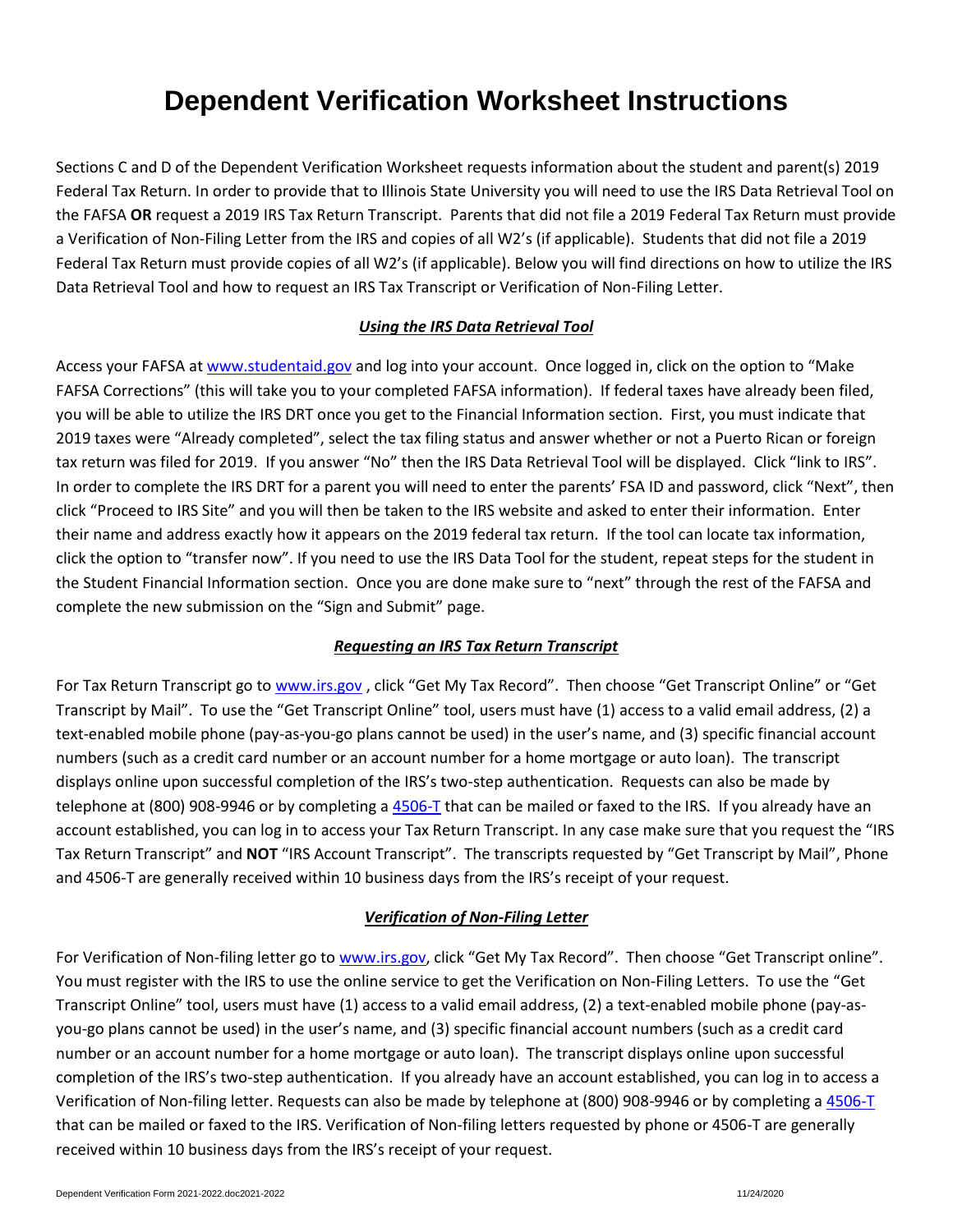# Dependent Verification Worksheet Instructions

Sections C and D of the Dependent Verification Worksheet requests information about the student and parent(s) 2019 Federal Tax Return. In order to provide that to Illinois State University you will need to use the IRS Data Retrieval Tool on the FAFSA **OR** request a 2019 IRS Tax Return Transcript. Parents that did not file a 2019 Federal Tax Return must provide a Verification of Non-Filing Letter from the IRS and copies of all W2's (if applicable). Students that did not file a 2019 Federal Tax Return must provide copies of all W2's (if applicable). Below you will find directions on how to utilize the IRS Data Retrieval Tool and how to request an IRS Tax Transcript or Verification of Non-Filing Letter.

## ***Using the IRS Data Retrieval Tool***

Access your FAFSA at [www.studentaid.gov](www.studentaid.gov) and log into your account. Once logged in, click on the option to "Make FAFSA Corrections" (this will take you to your completed FAFSA information). If federal taxes have already been filed, you will be able to utilize the IRS DRT once you get to the Financial Information section. First, you must indicate that 2019 taxes were "Already completed", select the tax filing status and answer whether or not a Puerto Rican or foreign tax return was filed for 2019. If you answer "No" then the IRS Data Retrieval Tool will be displayed. Click "link to IRS". In order to complete the IRS DRT for a parent you will need to enter the parents' FSA ID and password, click "Next", then click "Proceed to IRS Site" and you will then be taken to the IRS website and asked to enter their information. Enter their name and address exactly how it appears on the 2019 federal tax return. If the tool can locate tax information, click the option to "transfer now". If you need to use the IRS Data Tool for the student, repeat steps for the student in the Student Financial Information section. Once you are done make sure to "next" through the rest of the FAFSA and complete the new submission on the "Sign and Submit" page.

## ***Requesting an IRS Tax Return Transcript***

For Tax Return Transcript go to [www.irs.gov](www.irs.gov) , click "Get My Tax Record". Then choose "Get Transcript Online" or "Get Transcript by Mail". To use the "Get Transcript Online" tool, users must have (1) access to a valid email address, (2) a text-enabled mobile phone (pay-as-you-go plans cannot be used) in the user's name, and (3) specific financial account numbers (such as a credit card number or an account number for a home mortgage or auto loan). The transcript displays online upon successful completion of the IRS's two-step authentication. Requests can also be made by telephone at (800) 908-9946 or by completing a 4506-T that can be mailed or faxed to the IRS. If you already have an account established, you can log in to access your Tax Return Transcript. In any case make sure that you request the "IRS Tax Return Transcript" and **NOT** "IRS Account Transcript". The transcripts requested by "Get Transcript by Mail", Phone and 4506-T are generally received within 10 business days from the IRS's receipt of your request.

## ***Verification of Non-Filing Letter***

For Verification of Non-filing letter go to [www.irs.gov](www.irs.gov), click "Get My Tax Record". Then choose "Get Transcript online". You must register with the IRS to use the online service to get the Verification on Non-Filing Letters. To use the "Get Transcript Online" tool, users must have (1) access to a valid email address, (2) a text-enabled mobile phone (pay-as-you-go plans cannot be used) in the user's name, and (3) specific financial account numbers (such as a credit card number or an account number for a home mortgage or auto loan). The transcript displays online upon successful completion of the IRS's two-step authentication. If you already have an account established, you can log in to access a Verification of Non-filing letter. Requests can also be made by telephone at (800) 908-9946 or by completing a 4506-T that can be mailed or faxed to the IRS. Verification of Non-filing letters requested by phone or 4506-T are generally received within 10 business days from the IRS's receipt of your request.